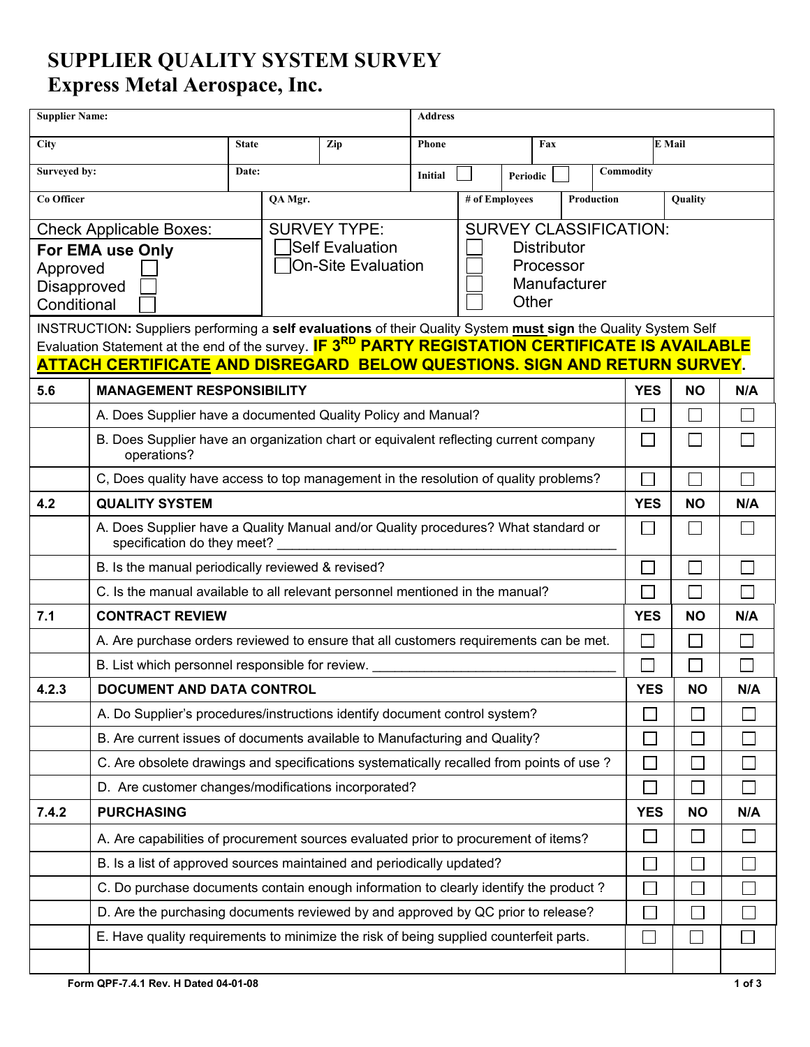# SUPPLIER QUALITY SYSTEM SURVEY
## Express Metal Aerospace, Inc.

| **Supplier Name:** | | | **Address** | | |
|---|---|---|---|---|---|
| **City** | **State** | **Zip** | **Phone** | **Fax** | **E Mail** |
| **Surveyed by:** | **Date:** | | **Initial** ☐ | **Periodic** ☐ | **Commodity** |
| **Co Officer** | **QA Mgr.** | | **# of Employees** | **Production** | **Quality** |

| Check Applicable Boxes: | SURVEY TYPE: | SURVEY CLASSIFICATION: |
|---|---|---|
| **For EMA use Only**<br>Approved ☐<br>Disapproved ☐<br>Conditional ☐ | ☐ Self Evaluation<br>☐ On-Site Evaluation | ☐ Distributor<br>☐ Processor<br>☐ Manufacturer<br>☐ Other |

INSTRUCTION**:** Suppliers performing a **self evaluations** of their Quality System **must sign** the Quality System Self Evaluation Statement at the end of the survey. **IF 3RD PARTY REGISTRATION CERTIFICATE IS AVAILABLE ATTACH CERTIFICATE AND DISREGARD BELOW QUESTIONS. SIGN AND RETURN SURVEY.**

| | | YES | NO | N/A |
|---|---|---|---|---|
| **5.6** | **MANAGEMENT RESPONSIBILITY** | **YES** | **NO** | **N/A** |
| | A. Does Supplier have a documented Quality Policy and Manual? | ☐ | ☐ | ☐ |
| | B. Does Supplier have an organization chart or equivalent reflecting current company operations? | ☐ | ☐ | ☐ |
| | C, Does quality have access to top management in the resolution of quality problems? | ☐ | ☐ | ☐ |
| **4.2** | **QUALITY SYSTEM** | **YES** | **NO** | **N/A** |
| | A. Does Supplier have a Quality Manual and/or Quality procedures? What standard or specification do they meet? _______________ | ☐ | ☐ | ☐ |
| | B. Is the manual periodically reviewed & revised? | ☐ | ☐ | ☐ |
| | C. Is the manual available to all relevant personnel mentioned in the manual? | ☐ | ☐ | ☐ |
| **7.1** | **CONTRACT REVIEW** | **YES** | **NO** | **N/A** |
| | A. Are purchase orders reviewed to ensure that all customers requirements can be met. | ☐ | ☐ | ☐ |
| | B. List which personnel responsible for review. _______________ | ☐ | ☐ | ☐ |
| **4.2.3** | **DOCUMENT AND DATA CONTROL** | **YES** | **NO** | **N/A** |
| | A. Do Supplier's procedures/instructions identify document control system? | ☐ | ☐ | ☐ |
| | B. Are current issues of documents available to Manufacturing and Quality? | ☐ | ☐ | ☐ |
| | C. Are obsolete drawings and specifications systematically recalled from points of use ? | ☐ | ☐ | ☐ |
| | D. Are customer changes/modifications incorporated? | ☐ | ☐ | ☐ |
| **7.4.2** | **PURCHASING** | **YES** | **NO** | **N/A** |
| | A. Are capabilities of procurement sources evaluated prior to procurement of items? | ☐ | ☐ | ☐ |
| | B. Is a list of approved sources maintained and periodically updated? | ☐ | ☐ | ☐ |
| | C. Do purchase documents contain enough information to clearly identify the product ? | ☐ | ☐ | ☐ |
| | D. Are the purchasing documents reviewed by and approved by QC prior to release? | ☐ | ☐ | ☐ |
| | E. Have quality requirements to minimize the risk of being supplied counterfeit parts. | ☐ | ☐ | ☐ |
| | | | | |

Form QPF-7.4.1 Rev. H Dated 04-01-08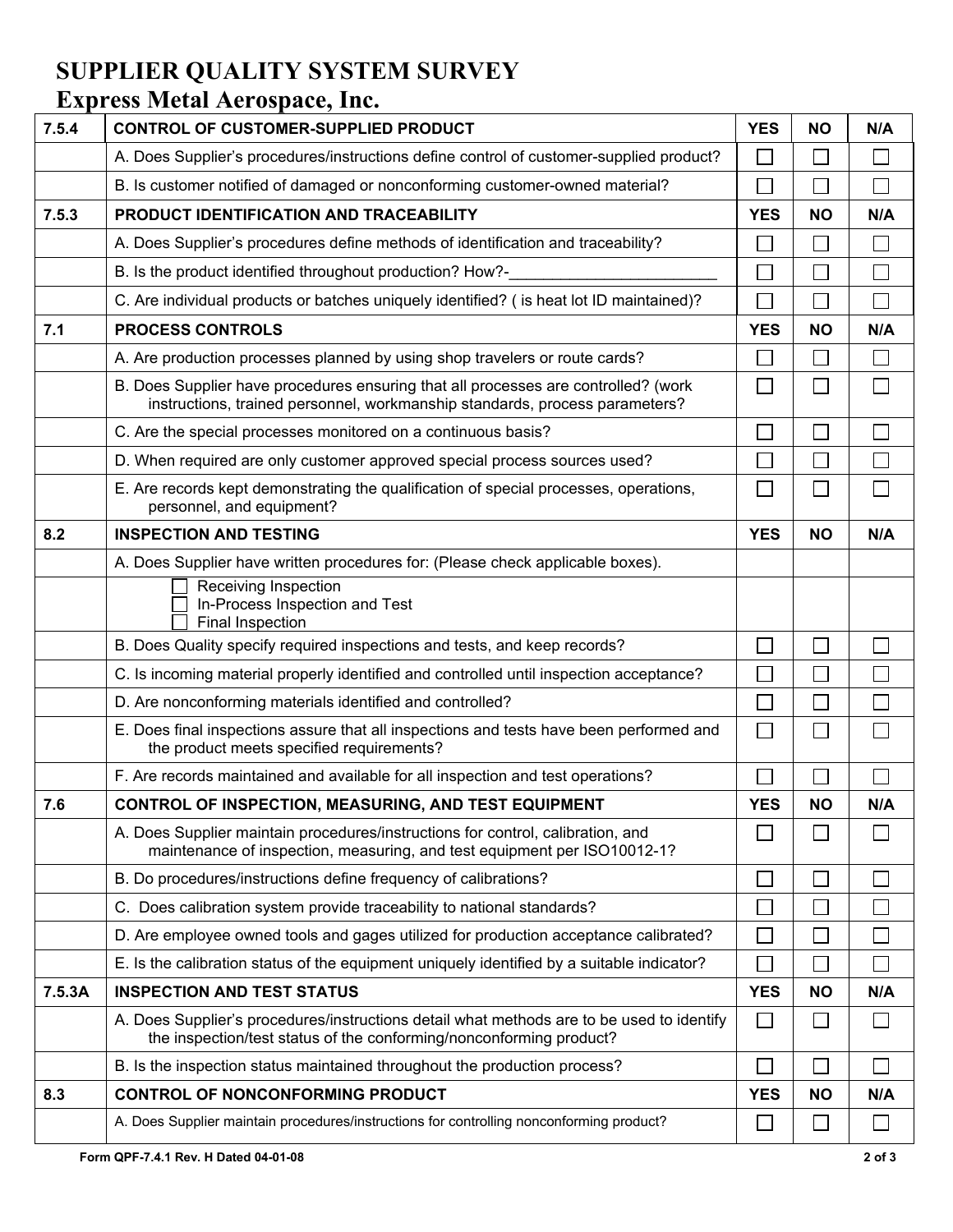# SUPPLIER QUALITY SYSTEM SURVEY
## Express Metal Aerospace, Inc.

| 7.5.4 | CONTROL OF CUSTOMER-SUPPLIED PRODUCT | YES | NO | N/A |
|---|---|---|---|---|
| | A. Does Supplier's procedures/instructions define control of customer-supplied product? | ☐ | ☐ | ☐ |
| | B. Is customer notified of damaged or nonconforming customer-owned material? | ☐ | ☐ | ☐ |
| **7.5.3** | **PRODUCT IDENTIFICATION AND TRACEABILITY** | **YES** | **NO** | **N/A** |
| | A. Does Supplier's procedures define methods of identification and traceability? | ☐ | ☐ | ☐ |
| | B. Is the product identified throughout production? How?-________________________ | ☐ | ☐ | ☐ |
| | C. Are individual products or batches uniquely identified? ( is heat lot ID maintained)? | ☐ | ☐ | ☐ |
| **7.1** | **PROCESS CONTROLS** | **YES** | **NO** | **N/A** |
| | A. Are production processes planned by using shop travelers or route cards? | ☐ | ☐ | ☐ |
| | B. Does Supplier have procedures ensuring that all processes are controlled? (work instructions, trained personnel, workmanship standards, process parameters? | ☐ | ☐ | ☐ |
| | C. Are the special processes monitored on a continuous basis? | ☐ | ☐ | ☐ |
| | D. When required are only customer approved special process sources used? | ☐ | ☐ | ☐ |
| | E. Are records kept demonstrating the qualification of special processes, operations, personnel, and equipment? | ☐ | ☐ | ☐ |
| **8.2** | **INSPECTION AND TESTING** | **YES** | **NO** | **N/A** |
| | A. Does Supplier have written procedures for: (Please check applicable boxes). | | | |
| | ☐ Receiving Inspection<br>☐ In-Process Inspection and Test<br>☐ Final Inspection | | | |
| | B. Does Quality specify required inspections and tests, and keep records? | ☐ | ☐ | ☐ |
| | C. Is incoming material properly identified and controlled until inspection acceptance? | ☐ | ☐ | ☐ |
| | D. Are nonconforming materials identified and controlled? | ☐ | ☐ | ☐ |
| | E. Does final inspections assure that all inspections and tests have been performed and the product meets specified requirements? | ☐ | ☐ | ☐ |
| | F. Are records maintained and available for all inspection and test operations? | ☐ | ☐ | ☐ |
| **7.6** | **CONTROL OF INSPECTION, MEASURING, AND TEST EQUIPMENT** | **YES** | **NO** | **N/A** |
| | A. Does Supplier maintain procedures/instructions for control, calibration, and maintenance of inspection, measuring, and test equipment per ISO10012-1? | ☐ | ☐ | ☐ |
| | B. Do procedures/instructions define frequency of calibrations? | ☐ | ☐ | ☐ |
| | C. Does calibration system provide traceability to national standards? | ☐ | ☐ | ☐ |
| | D. Are employee owned tools and gages utilized for production acceptance calibrated? | ☐ | ☐ | ☐ |
| | E. Is the calibration status of the equipment uniquely identified by a suitable indicator? | ☐ | ☐ | ☐ |
| **7.5.3A** | **INSPECTION AND TEST STATUS** | **YES** | **NO** | **N/A** |
| | A. Does Supplier's procedures/instructions detail what methods are to be used to identify the inspection/test status of the conforming/nonconforming product? | ☐ | ☐ | ☐ |
| | B. Is the inspection status maintained throughout the production process? | ☐ | ☐ | ☐ |
| **8.3** | **CONTROL OF NONCONFORMING PRODUCT** | **YES** | **NO** | **N/A** |
| | A. Does Supplier maintain procedures/instructions for controlling nonconforming product? | ☐ | ☐ | ☐ |

Form QPF-7.4.1 Rev. H Dated 04-01-08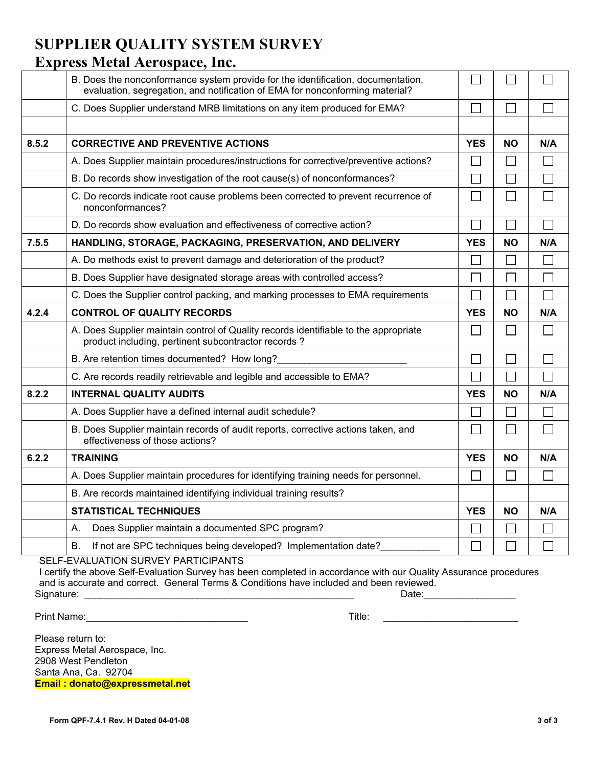# SUPPLIER QUALITY SYSTEM SURVEY

## Express Metal Aerospace, Inc.

| | | | | |
|---|---|---|---|---|
| | B. Does the nonconformance system provide for the identification, documentation, evaluation, segregation, and notification of EMA for nonconforming material? | ☐ | ☐ | ☐ |
| | C. Does Supplier understand MRB limitations on any item produced for EMA? | ☐ | ☐ | ☐ |
| | | | | |
| **8.5.2** | **CORRECTIVE AND PREVENTIVE ACTIONS** | **YES** | **NO** | **N/A** |
| | A. Does Supplier maintain procedures/instructions for corrective/preventive actions? | ☐ | ☐ | ☐ |
| | B. Do records show investigation of the root cause(s) of nonconformances? | ☐ | ☐ | ☐ |
| | C. Do records indicate root cause problems been corrected to prevent recurrence of nonconformances? | ☐ | ☐ | ☐ |
| | D. Do records show evaluation and effectiveness of corrective action? | ☐ | ☐ | ☐ |
| **7.5.5** | **HANDLING, STORAGE, PACKAGING, PRESERVATION, AND DELIVERY** | **YES** | **NO** | **N/A** |
| | A. Do methods exist to prevent damage and deterioration of the product? | ☐ | ☐ | ☐ |
| | B. Does Supplier have designated storage areas with controlled access? | ☐ | ☐ | ☐ |
| | C. Does the Supplier control packing, and marking processes to EMA requirements | ☐ | ☐ | ☐ |
| **4.2.4** | **CONTROL OF QUALITY RECORDS** | **YES** | **NO** | **N/A** |
| | A. Does Supplier maintain control of Quality records identifiable to the appropriate product including, pertinent subcontractor records ? | ☐ | ☐ | ☐ |
| | B. Are retention times documented? How long?________________________ | ☐ | ☐ | ☐ |
| | C. Are records readily retrievable and legible and accessible to EMA? | ☐ | ☐ | ☐ |
| **8.2.2** | **INTERNAL QUALITY AUDITS** | **YES** | **NO** | **N/A** |
| | A. Does Supplier have a defined internal audit schedule? | ☐ | ☐ | ☐ |
| | B. Does Supplier maintain records of audit reports, corrective actions taken, and effectiveness of those actions? | ☐ | ☐ | ☐ |
| **6.2.2** | **TRAINING** | **YES** | **NO** | **N/A** |
| | A. Does Supplier maintain procedures for identifying training needs for personnel. | ☐ | ☐ | ☐ |
| | B. Are records maintained identifying individual training results? | | | |
| | **STATISTICAL TECHNIQUES** | **YES** | **NO** | **N/A** |
| | A. Does Supplier maintain a documented SPC program? | ☐ | ☐ | ☐ |
| | B. If not are SPC techniques being developed? Implementation date?___________ | ☐ | ☐ | ☐ |

SELF-EVALUATION SURVEY PARTICIPANTS

I certify the above Self-Evaluation Survey has been completed in accordance with our Quality Assurance procedures and is accurate and correct. General Terms & Conditions have included and been reviewed.

Signature: ____________________________________________________ Date:_________________

Print Name:______________________________ Title: _________________________

Please return to:
Express Metal Aerospace, Inc.
2908 West Pendleton
Santa Ana, Ca. 92704
**Email : donato@expressmetal.net**

Form QPF-7.4.1 Rev. H Dated 04-01-08